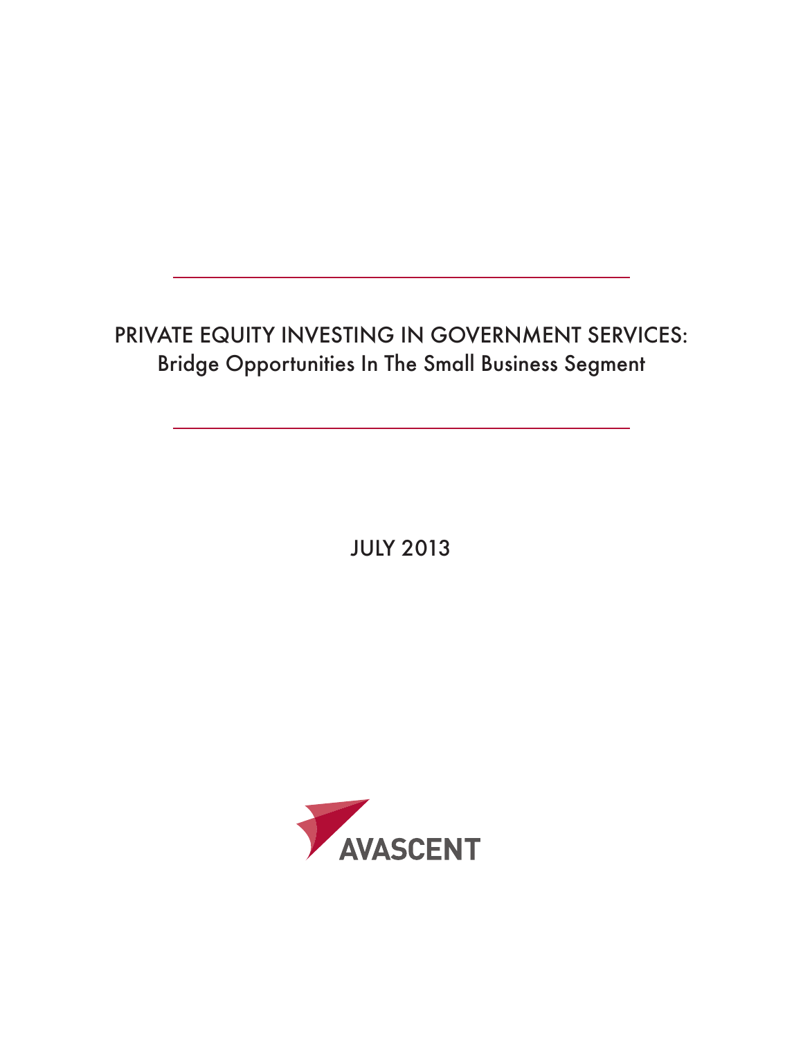# PRIVATE EQUITY INVESTING IN GOVERNMENT SERVICES:

## Bridge Opportunities In The Small Business Segment

JULY 2013

AVASCENT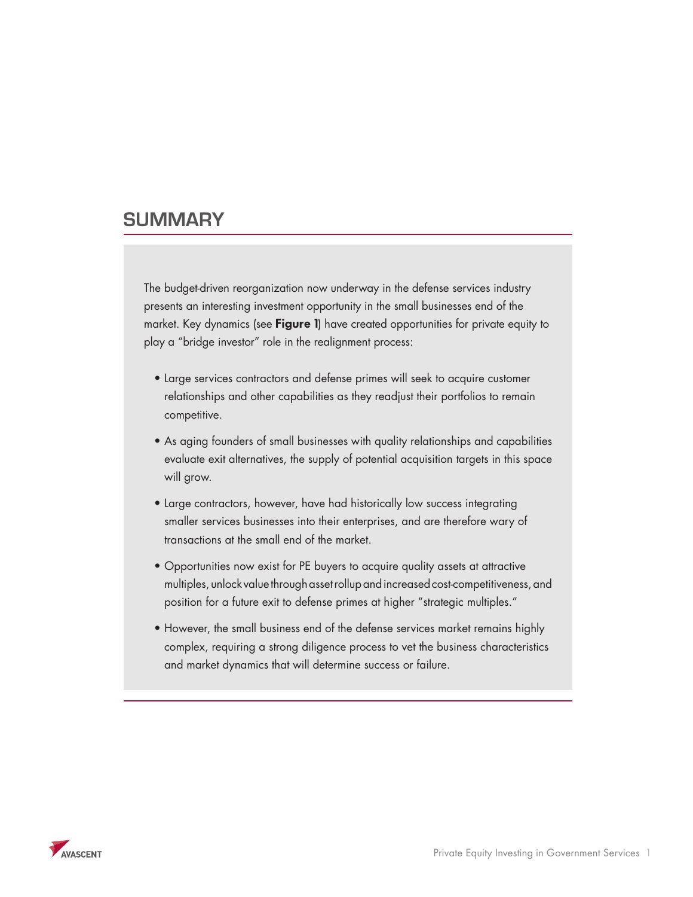## SUMMARY

The budget-driven reorganization now underway in the defense services industry presents an interesting investment opportunity in the small businesses end of the market. Key dynamics (see **Figure 1**) have created opportunities for private equity to play a "bridge investor" role in the realignment process:

- Large services contractors and defense primes will seek to acquire customer relationships and other capabilities as they readjust their portfolios to remain competitive.
- As aging founders of small businesses with quality relationships and capabilities evaluate exit alternatives, the supply of potential acquisition targets in this space will grow.
- Large contractors, however, have had historically low success integrating smaller services businesses into their enterprises, and are therefore wary of transactions at the small end of the market.
- Opportunities now exist for PE buyers to acquire quality assets at attractive multiples, unlock value through asset rollup and increased cost-competitiveness, and position for a future exit to defense primes at higher "strategic multiples."
- However, the small business end of the defense services market remains highly complex, requiring a strong diligence process to vet the business characteristics and market dynamics that will determine success or failure.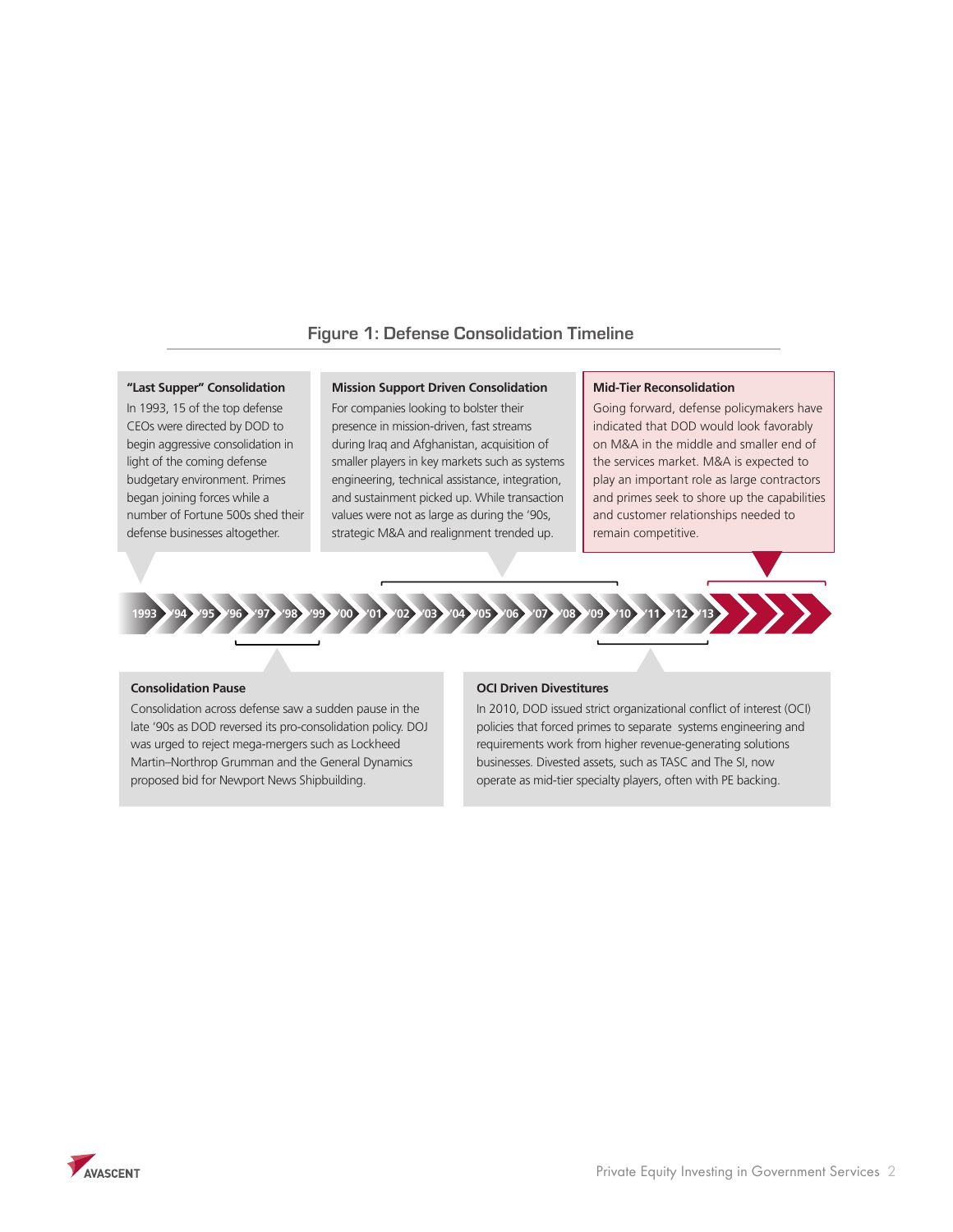## Figure 1: Defense Consolidation Timeline

**"Last Supper" Consolidation**

In 1993, 15 of the top defense CEOs were directed by DOD to begin aggressive consolidation in light of the coming defense budgetary environment. Primes began joining forces while a number of Fortune 500s shed their defense businesses altogether.

**Mission Support Driven Consolidation**

For companies looking to bolster their presence in mission-driven, fast streams during Iraq and Afghanistan, acquisition of smaller players in key markets such as systems engineering, technical assistance, integration, and sustainment picked up. While transaction values were not as large as during the '90s, strategic M&A and realignment trended up.

**Mid-Tier Reconsolidation**

Going forward, defense policymakers have indicated that DOD would look favorably on M&A in the middle and smaller end of the services market. M&A is expected to play an important role as large contractors and primes seek to shore up the capabilities and customer relationships needed to remain competitive.

1993 › '94 › '95 › '96 › '97 › '98 › '99 › '00 › '01 › '02 › '03 › '04 › '05 › '06 › '07 › '08 › '09 › '10 › '11 › '12 › '13

**Consolidation Pause**

Consolidation across defense saw a sudden pause in the late '90s as DOD reversed its pro-consolidation policy. DOJ was urged to reject mega-mergers such as Lockheed Martin–Northrop Grumman and the General Dynamics proposed bid for Newport News Shipbuilding.

**OCI Driven Divestitures**

In 2010, DOD issued strict organizational conflict of interest (OCI) policies that forced primes to separate systems engineering and requirements work from higher revenue-generating solutions businesses. Divested assets, such as TASC and The SI, now operate as mid-tier specialty players, often with PE backing.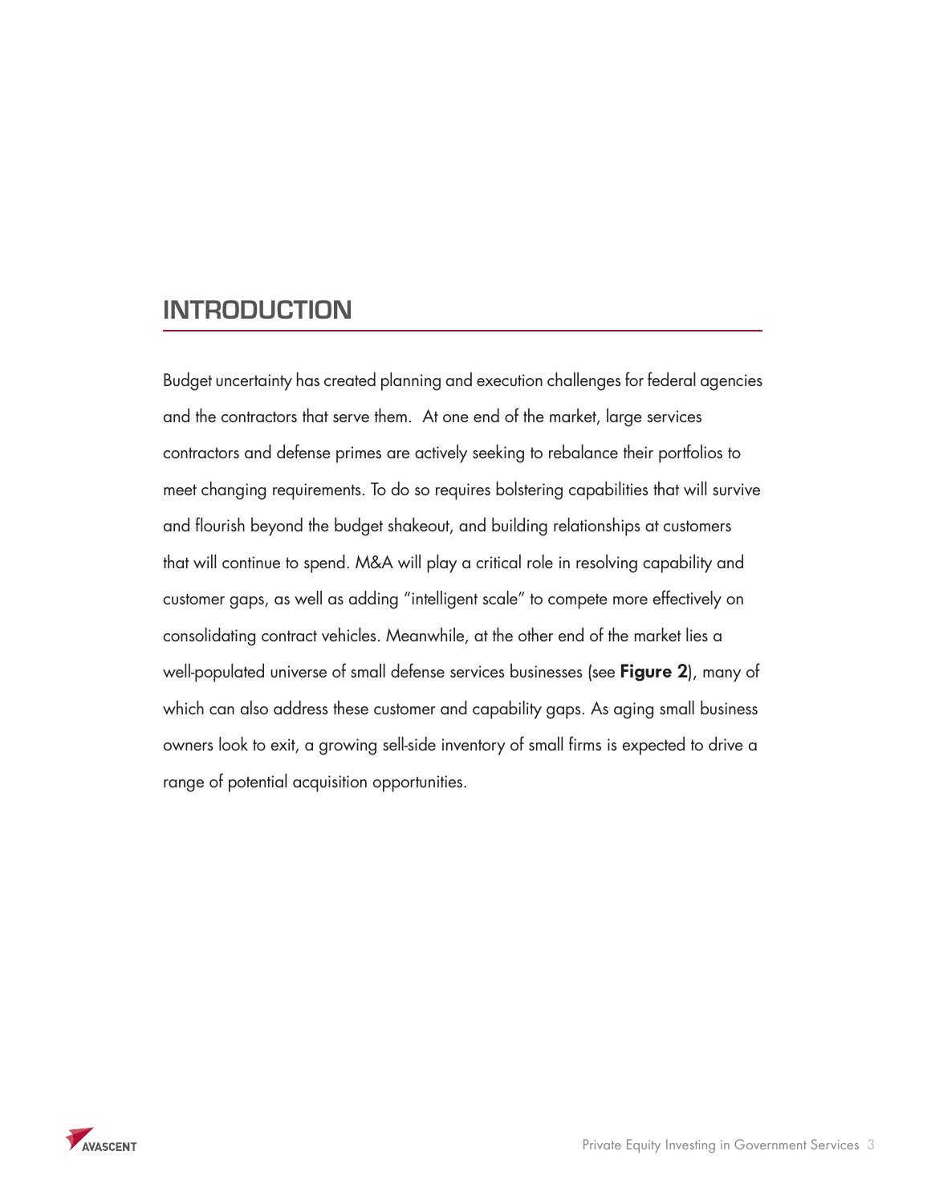## INTRODUCTION

Budget uncertainty has created planning and execution challenges for federal agencies and the contractors that serve them. At one end of the market, large services contractors and defense primes are actively seeking to rebalance their portfolios to meet changing requirements. To do so requires bolstering capabilities that will survive and flourish beyond the budget shakeout, and building relationships at customers that will continue to spend. M&A will play a critical role in resolving capability and customer gaps, as well as adding "intelligent scale" to compete more effectively on consolidating contract vehicles. Meanwhile, at the other end of the market lies a well-populated universe of small defense services businesses (see **Figure 2**), many of which can also address these customer and capability gaps. As aging small business owners look to exit, a growing sell-side inventory of small firms is expected to drive a range of potential acquisition opportunities.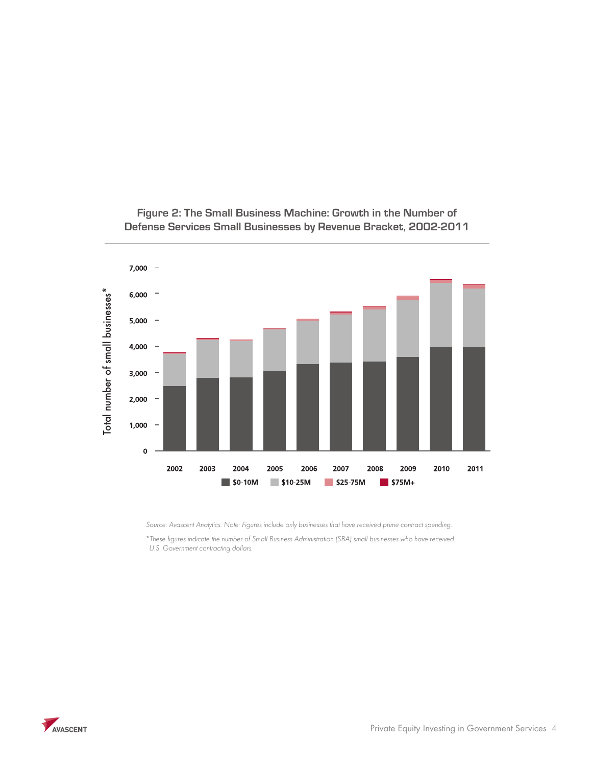**Figure 2: The Small Business Machine: Growth in the Number of Defense Services Small Businesses by Revenue Bracket, 2002-2011**

*Source: Avascent Analytics. Note: Figures include only businesses that have received prime contract spending.*

*\*These figures indicate the number of Small Business Administration (SBA) small businesses who have received U.S. Government contracting dollars.*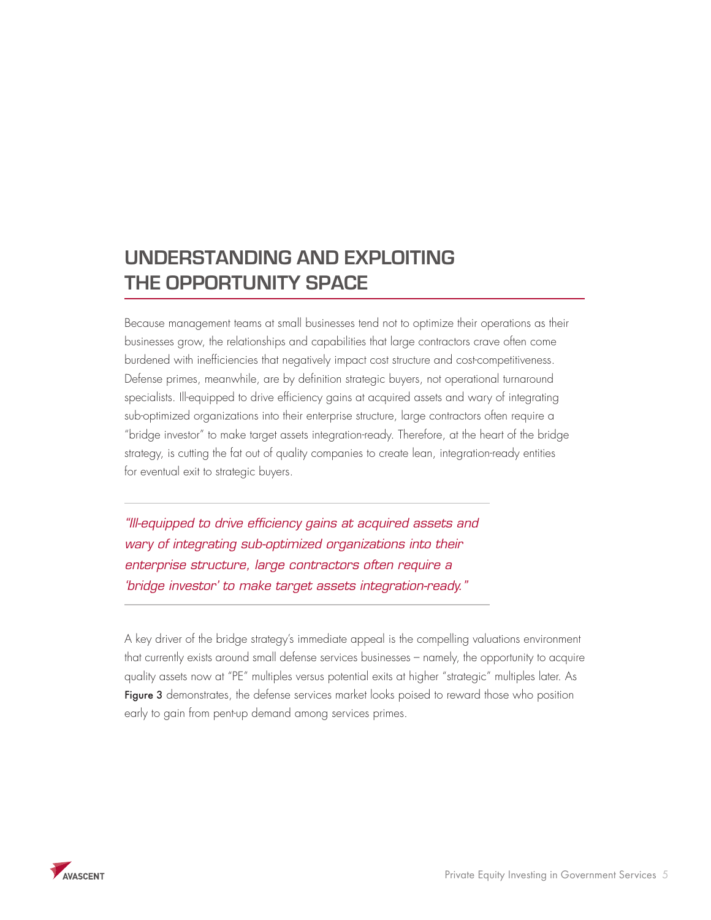## UNDERSTANDING AND EXPLOITING THE OPPORTUNITY SPACE

Because management teams at small businesses tend not to optimize their operations as their businesses grow, the relationships and capabilities that large contractors crave often come burdened with inefficiencies that negatively impact cost structure and cost-competitiveness. Defense primes, meanwhile, are by definition strategic buyers, not operational turnaround specialists. Ill-equipped to drive efficiency gains at acquired assets and wary of integrating sub-optimized organizations into their enterprise structure, large contractors often require a "bridge investor" to make target assets integration-ready. Therefore, at the heart of the bridge strategy, is cutting the fat out of quality companies to create lean, integration-ready entities for eventual exit to strategic buyers.

---

*"Ill-equipped to drive efficiency gains at acquired assets and wary of integrating sub-optimized organizations into their enterprise structure, large contractors often require a 'bridge investor' to make target assets integration-ready."*

---

A key driver of the bridge strategy's immediate appeal is the compelling valuations environment that currently exists around small defense services businesses – namely, the opportunity to acquire quality assets now at "PE" multiples versus potential exits at higher "strategic" multiples later. As **Figure 3** demonstrates, the defense services market looks poised to reward those who position early to gain from pent-up demand among services primes.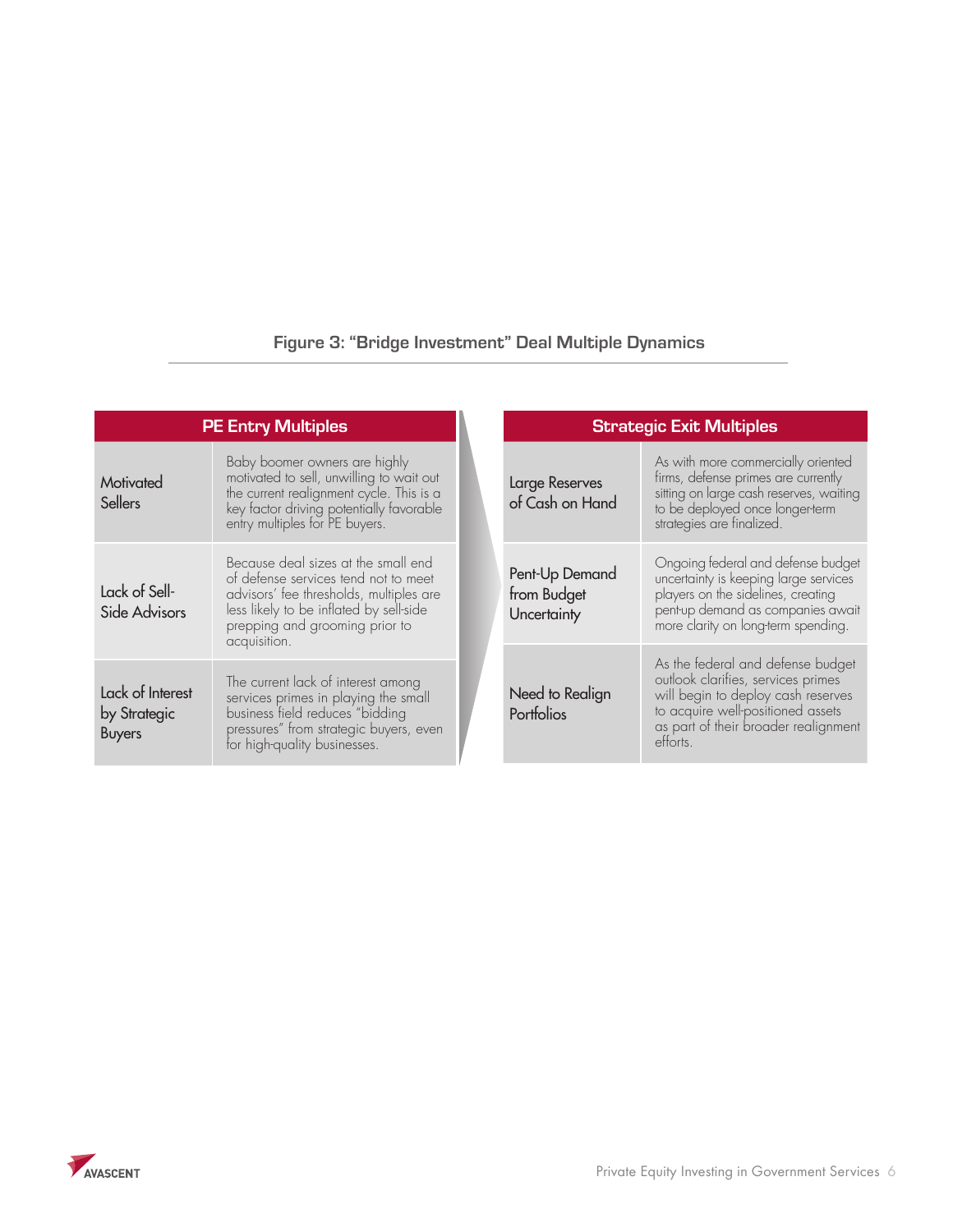**Figure 3: "Bridge Investment" Deal Multiple Dynamics**

| PE Entry Multiples | |
|---|---|
| Motivated Sellers | Baby boomer owners are highly motivated to sell, unwilling to wait out the current realignment cycle. This is a key factor driving potentially favorable entry multiples for PE buyers. |
| Lack of Sell-Side Advisors | Because deal sizes at the small end of defense services tend not to meet advisors' fee thresholds, multiples are less likely to be inflated by sell-side prepping and grooming prior to acquisition. |
| Lack of Interest by Strategic Buyers | The current lack of interest among services primes in playing the small business field reduces "bidding pressures" from strategic buyers, even for high-quality businesses. |

| Strategic Exit Multiples | |
|---|---|
| Large Reserves of Cash on Hand | As with more commercially oriented firms, defense primes are currently sitting on large cash reserves, waiting to be deployed once longer-term strategies are finalized. |
| Pent-Up Demand from Budget Uncertainty | Ongoing federal and defense budget uncertainty is keeping large services players on the sidelines, creating pent-up demand as companies await more clarity on long-term spending. |
| Need to Realign Portfolios | As the federal and defense budget outlook clarifies, services primes will begin to deploy cash reserves to acquire well-positioned assets as part of their broader realignment efforts. |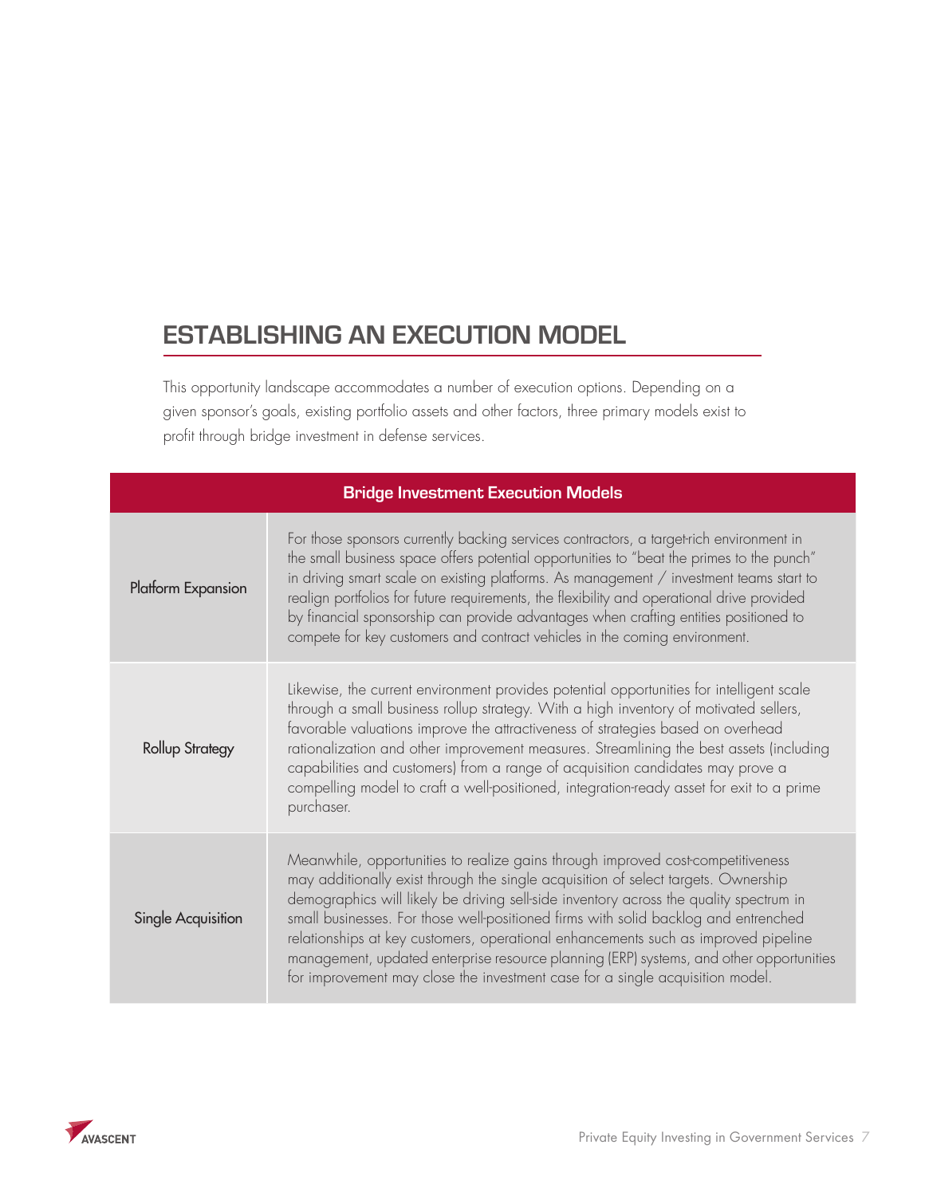## ESTABLISHING AN EXECUTION MODEL

This opportunity landscape accommodates a number of execution options. Depending on a given sponsor's goals, existing portfolio assets and other factors, three primary models exist to profit through bridge investment in defense services.

| Bridge Investment Execution Models | |
|---|---|
| Platform Expansion | For those sponsors currently backing services contractors, a target-rich environment in the small business space offers potential opportunities to "beat the primes to the punch" in driving smart scale on existing platforms. As management / investment teams start to realign portfolios for future requirements, the flexibility and operational drive provided by financial sponsorship can provide advantages when crafting entities positioned to compete for key customers and contract vehicles in the coming environment. |
| Rollup Strategy | Likewise, the current environment provides potential opportunities for intelligent scale through a small business rollup strategy. With a high inventory of motivated sellers, favorable valuations improve the attractiveness of strategies based on overhead rationalization and other improvement measures. Streamlining the best assets (including capabilities and customers) from a range of acquisition candidates may prove a compelling model to craft a well-positioned, integration-ready asset for exit to a prime purchaser. |
| Single Acquisition | Meanwhile, opportunities to realize gains through improved cost-competitiveness may additionally exist through the single acquisition of select targets. Ownership demographics will likely be driving sell-side inventory across the quality spectrum in small businesses. For those well-positioned firms with solid backlog and entrenched relationships at key customers, operational enhancements such as improved pipeline management, updated enterprise resource planning (ERP) systems, and other opportunities for improvement may close the investment case for a single acquisition model. |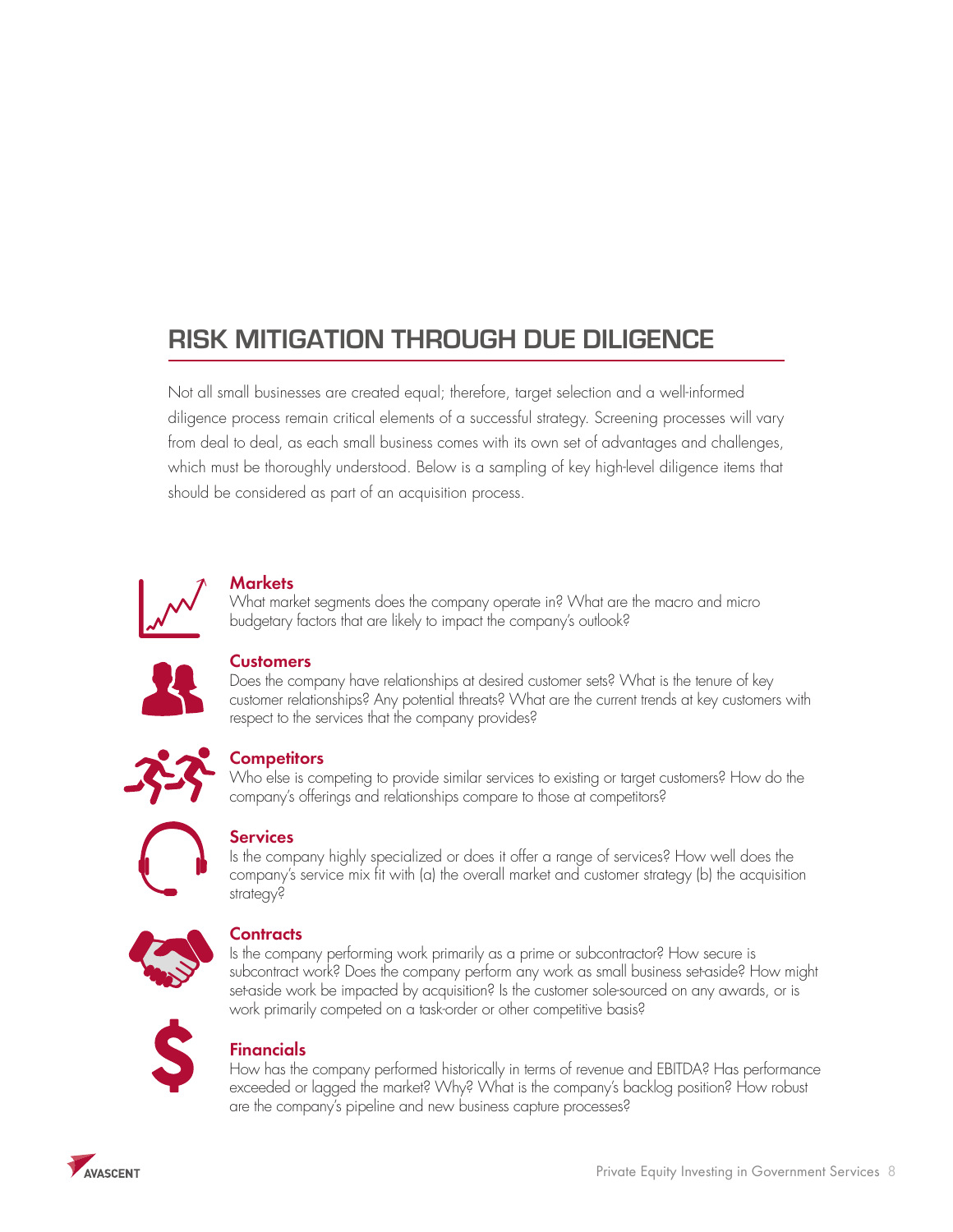## RISK MITIGATION THROUGH DUE DILIGENCE

Not all small businesses are created equal; therefore, target selection and a well-informed diligence process remain critical elements of a successful strategy. Screening processes will vary from deal to deal, as each small business comes with its own set of advantages and challenges, which must be thoroughly understood. Below is a sampling of key high-level diligence items that should be considered as part of an acquisition process.

**Markets**
What market segments does the company operate in? What are the macro and micro budgetary factors that are likely to impact the company's outlook?

**Customers**
Does the company have relationships at desired customer sets? What is the tenure of key customer relationships? Any potential threats? What are the current trends at key customers with respect to the services that the company provides?

**Competitors**
Who else is competing to provide similar services to existing or target customers? How do the company's offerings and relationships compare to those at competitors?

**Services**
Is the company highly specialized or does it offer a range of services? How well does the company's service mix fit with (a) the overall market and customer strategy (b) the acquisition strategy?

**Contracts**
Is the company performing work primarily as a prime or subcontractor? How secure is subcontract work? Does the company perform any work as small business set-aside? How might set-aside work be impacted by acquisition? Is the customer sole-sourced on any awards, or is work primarily competed on a task-order or other competitive basis?

**Financials**
How has the company performed historically in terms of revenue and EBITDA? Has performance exceeded or lagged the market? Why? What is the company's backlog position? How robust are the company's pipeline and new business capture processes?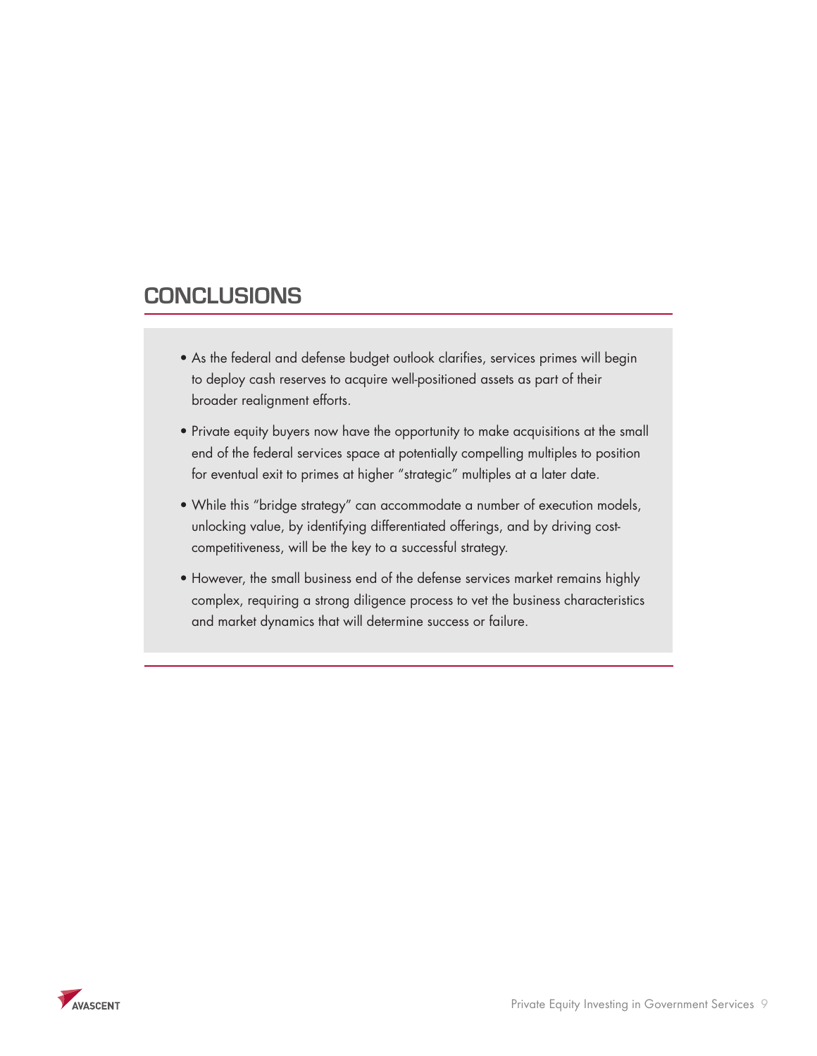## CONCLUSIONS

- As the federal and defense budget outlook clarifies, services primes will begin to deploy cash reserves to acquire well-positioned assets as part of their broader realignment efforts.
- Private equity buyers now have the opportunity to make acquisitions at the small end of the federal services space at potentially compelling multiples to position for eventual exit to primes at higher "strategic" multiples at a later date.
- While this "bridge strategy" can accommodate a number of execution models, unlocking value, by identifying differentiated offerings, and by driving cost-competitiveness, will be the key to a successful strategy.
- However, the small business end of the defense services market remains highly complex, requiring a strong diligence process to vet the business characteristics and market dynamics that will determine success or failure.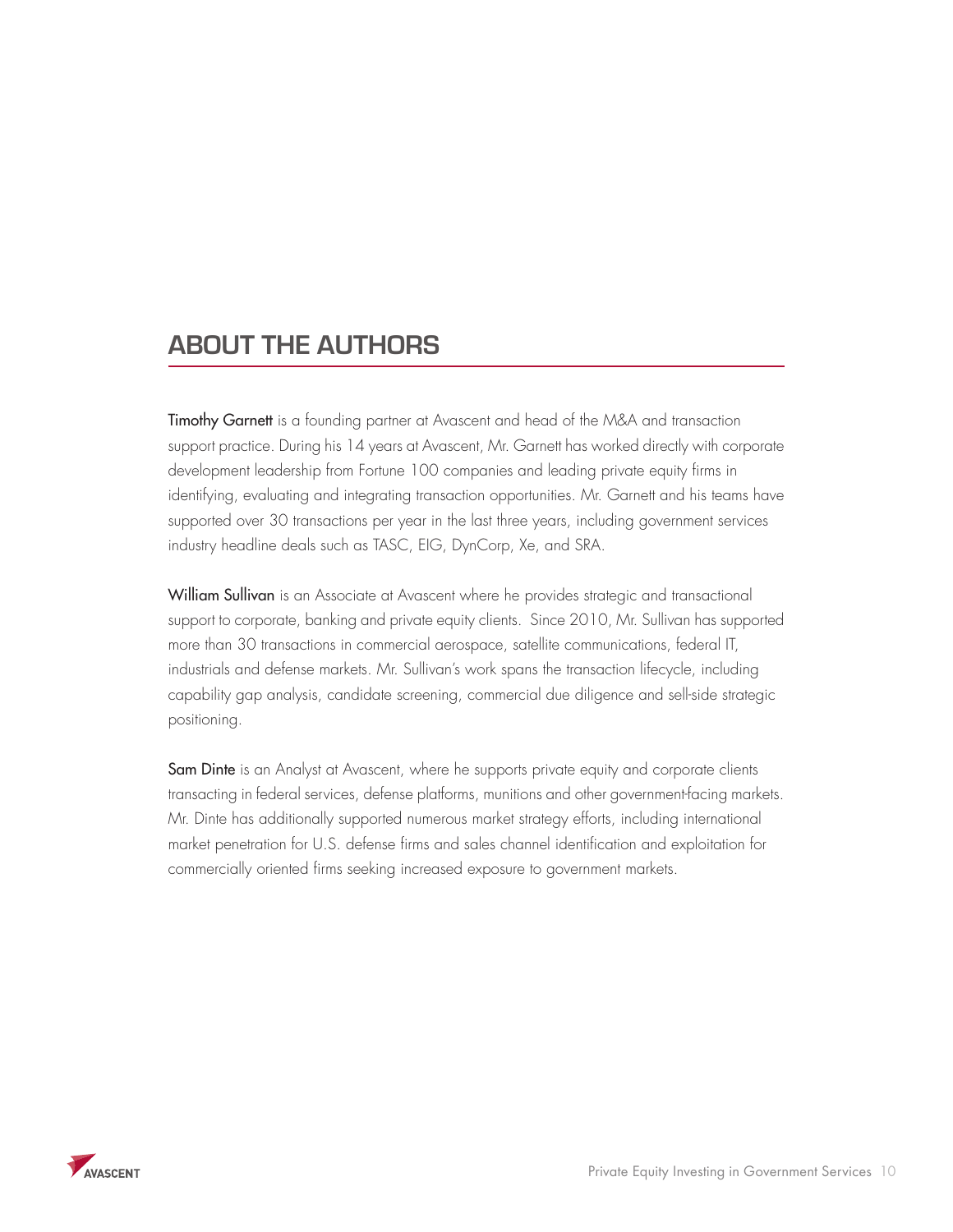## ABOUT THE AUTHORS

**Timothy Garnett** is a founding partner at Avascent and head of the M&A and transaction support practice. During his 14 years at Avascent, Mr. Garnett has worked directly with corporate development leadership from Fortune 100 companies and leading private equity firms in identifying, evaluating and integrating transaction opportunities. Mr. Garnett and his teams have supported over 30 transactions per year in the last three years, including government services industry headline deals such as TASC, EIG, DynCorp, Xe, and SRA.

**William Sullivan** is an Associate at Avascent where he provides strategic and transactional support to corporate, banking and private equity clients. Since 2010, Mr. Sullivan has supported more than 30 transactions in commercial aerospace, satellite communications, federal IT, industrials and defense markets. Mr. Sullivan's work spans the transaction lifecycle, including capability gap analysis, candidate screening, commercial due diligence and sell-side strategic positioning.

**Sam Dinte** is an Analyst at Avascent, where he supports private equity and corporate clients transacting in federal services, defense platforms, munitions and other government-facing markets. Mr. Dinte has additionally supported numerous market strategy efforts, including international market penetration for U.S. defense firms and sales channel identification and exploitation for commercially oriented firms seeking increased exposure to government markets.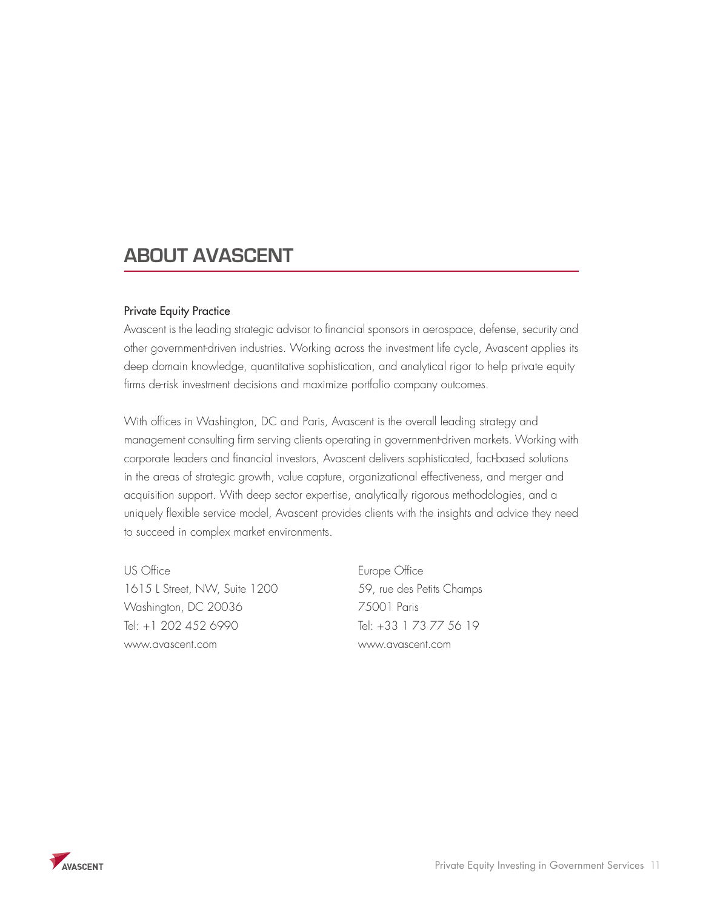# ABOUT AVASCENT

### Private Equity Practice

Avascent is the leading strategic advisor to financial sponsors in aerospace, defense, security and other government-driven industries. Working across the investment life cycle, Avascent applies its deep domain knowledge, quantitative sophistication, and analytical rigor to help private equity firms de-risk investment decisions and maximize portfolio company outcomes.

With offices in Washington, DC and Paris, Avascent is the overall leading strategy and management consulting firm serving clients operating in government-driven markets. Working with corporate leaders and financial investors, Avascent delivers sophisticated, fact-based solutions in the areas of strategic growth, value capture, organizational effectiveness, and merger and acquisition support. With deep sector expertise, analytically rigorous methodologies, and a uniquely flexible service model, Avascent provides clients with the insights and advice they need to succeed in complex market environments.

US Office
1615 L Street, NW, Suite 1200
Washington, DC 20036
Tel: +1 202 452 6990
www.avascent.com

Europe Office
59, rue des Petits Champs
75001 Paris
Tel: +33 1 73 77 56 19
www.avascent.com